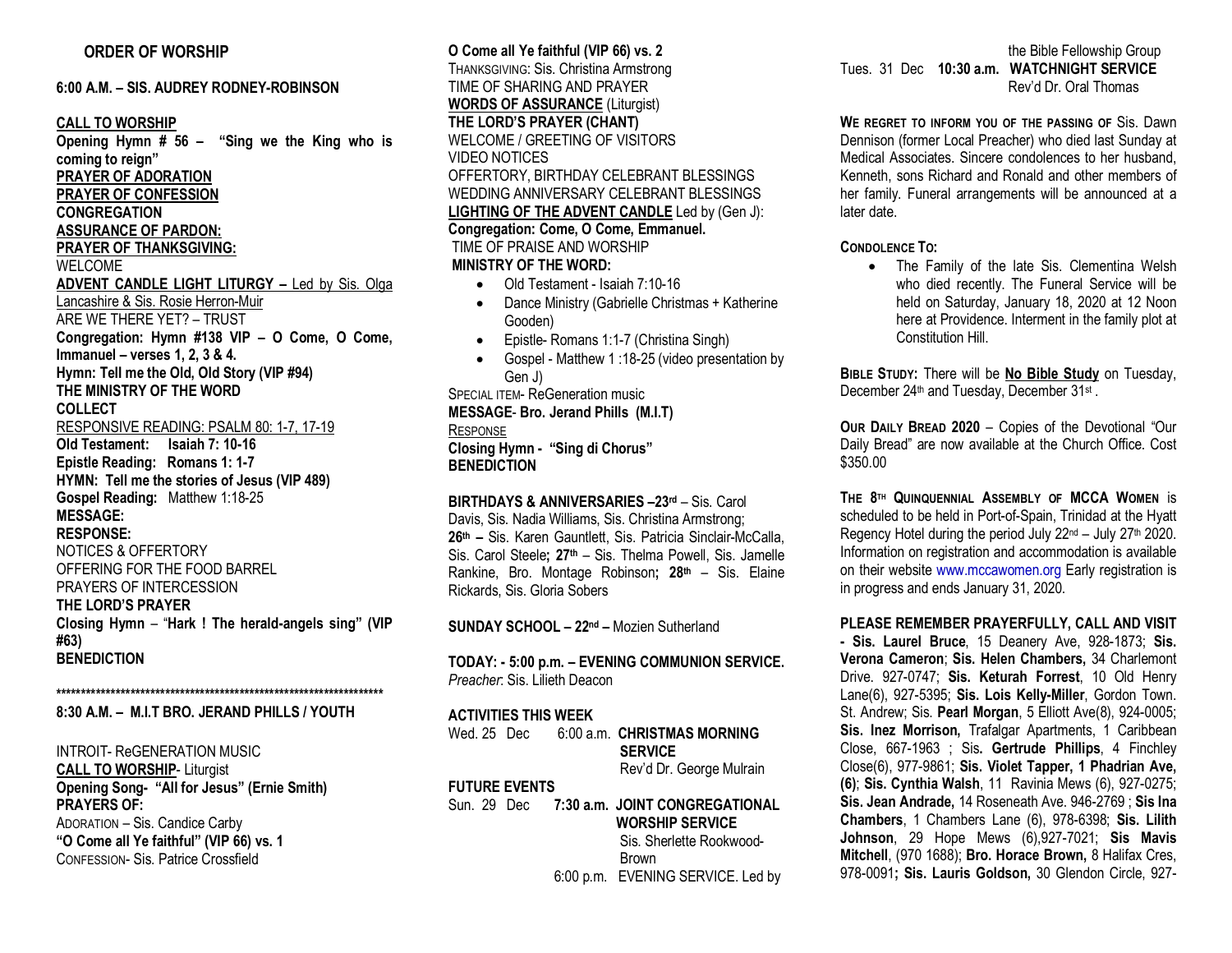## ORDER OF WORSHIP

**6:00 A.M. – SIS. AUDREY RODNEY-ROBINSON**

**CALL TO WORSHIP**
**Opening Hymn # 56 – "Sing we the King who is coming to reign"**
**PRAYER OF ADORATION**
**PRAYER OF CONFESSION**
**CONGREGATION**
**ASSURANCE OF PARDON:**
**PRAYER OF THANKSGIVING:**
WELCOME
**ADVENT CANDLE LIGHT LITURGY –** Led by Sis. Olga Lancashire & Sis. Rosie Herron-Muir
ARE WE THERE YET? – TRUST
**Congregation: Hymn #138 VIP – O Come, O Come, Immanuel – verses 1, 2, 3 & 4.**
**Hymn: Tell me the Old, Old Story (VIP #94)**
**THE MINISTRY OF THE WORD**
**COLLECT**
RESPONSIVE READING: PSALM 80: 1-7, 17-19
**Old Testament: Isaiah 7: 10-16**
**Epistle Reading: Romans 1: 1-7**
**HYMN: Tell me the stories of Jesus (VIP 489)**
**Gospel Reading:** Matthew 1:18-25
**MESSAGE:**
**RESPONSE:**
NOTICES & OFFERTORY
OFFERING FOR THE FOOD BARREL
PRAYERS OF INTERCESSION
**THE LORD'S PRAYER**
**Closing Hymn** – "**Hark ! The herald-angels sing" (VIP #63)**
**BENEDICTION**

\*\*\*\*\*\*\*\*\*\*\*\*\*\*\*\*\*\*\*\*\*\*\*\*\*\*\*\*\*\*\*\*\*\*\*\*\*\*\*\*\*\*\*\*\*\*\*\*\*\*\*\*\*\*\*\*\*\*\*\*\*\*\*\*\*\*\*\*

**8:30 A.M. – M.I.T BRO. JERAND PHILLS / YOUTH**

INTROIT- ReGENERATION MUSIC
**CALL TO WORSHIP**- Liturgist
**Opening Song- "All for Jesus" (Ernie Smith)**
**PRAYERS OF:**
ADORATION – Sis. Candice Carby
**"O Come all Ye faithful" (VIP 66) vs. 1**
CONFESSION- Sis. Patrice Crossfield
**O Come all Ye faithful (VIP 66) vs. 2**
THANKSGIVING: Sis. Christina Armstrong
TIME OF SHARING AND PRAYER
**WORDS OF ASSURANCE** (Liturgist)
**THE LORD'S PRAYER (CHANT)**
WELCOME / GREETING OF VISITORS
VIDEO NOTICES
OFFERTORY, BIRTHDAY CELEBRANT BLESSINGS
WEDDING ANNIVERSARY CELEBRANT BLESSINGS
**LIGHTING OF THE ADVENT CANDLE** Led by (Gen J):
**Congregation: Come, O Come, Emmanuel.**
TIME OF PRAISE AND WORSHIP
**MINISTRY OF THE WORD:**

- Old Testament - Isaiah 7:10-16
- Dance Ministry (Gabrielle Christmas + Katherine Gooden)
- Epistle- Romans 1:1-7 (Christina Singh)
- Gospel - Matthew 1 :18-25 (video presentation by Gen J)

SPECIAL ITEM- ReGeneration music
**MESSAGE**- **Bro. Jerand Phills (M.I.T)**
RESPONSE
**Closing Hymn - "Sing di Chorus"**
**BENEDICTION**

**BIRTHDAYS & ANNIVERSARIES –23rd** – Sis. Carol Davis, Sis. Nadia Williams, Sis. Christina Armstrong; **26th –** Sis. Karen Gauntlett, Sis. Patricia Sinclair-McCalla, Sis. Carol Steele**; 27th** – Sis. Thelma Powell, Sis. Jamelle Rankine, Bro. Montage Robinson**; 28th** – Sis. Elaine Rickards, Sis. Gloria Sobers

**SUNDAY SCHOOL – 22nd –** Mozien Sutherland

**TODAY: - 5:00 p.m. – EVENING COMMUNION SERVICE.**
*Preacher*: Sis. Lilieth Deacon

**ACTIVITIES THIS WEEK**
Wed. 25 Dec 6:00 a.m. **CHRISTMAS MORNING SERVICE**
Rev'd Dr. George Mulrain

**FUTURE EVENTS**
Sun. 29 Dec **7:30 a.m. JOINT CONGREGATIONAL WORSHIP SERVICE**
Sis. Sherlette Rookwood-Brown
6:00 p.m. EVENING SERVICE. Led by the Bible Fellowship Group
Tues. 31 Dec **10:30 a.m. WATCHNIGHT SERVICE**
Rev'd Dr. Oral Thomas

**WE REGRET TO INFORM YOU OF THE PASSING OF** Sis. Dawn Dennison (former Local Preacher) who died last Sunday at Medical Associates. Sincere condolences to her husband, Kenneth, sons Richard and Ronald and other members of her family. Funeral arrangements will be announced at a later date.

**CONDOLENCE TO:**

- The Family of the late Sis. Clementina Welsh who died recently. The Funeral Service will be held on Saturday, January 18, 2020 at 12 Noon here at Providence. Interment in the family plot at Constitution Hill.

**BIBLE STUDY:** There will be **No Bible Study** on Tuesday, December 24th and Tuesday, December 31st .

**OUR DAILY BREAD 2020** – Copies of the Devotional "Our Daily Bread" are now available at the Church Office. Cost $350.00

**THE 8TH QUINQUENNIAL ASSEMBLY OF MCCA WOMEN** is scheduled to be held in Port-of-Spain, Trinidad at the Hyatt Regency Hotel during the period July 22nd – July 27th 2020. Information on registration and accommodation is available on their website www.mccawomen.org Early registration is in progress and ends January 31, 2020.

**PLEASE REMEMBER PRAYERFULLY, CALL AND VISIT - Sis. Laurel Bruce**, 15 Deanery Ave, 928-1873; **Sis. Verona Cameron**; **Sis. Helen Chambers,** 34 Charlemont Drive. 927-0747; **Sis. Keturah Forrest**, 10 Old Henry Lane(6), 927-5395; **Sis. Lois Kelly-Miller**, Gordon Town. St. Andrew; Sis. **Pearl Morgan**, 5 Elliott Ave(8), 924-0005; **Sis. Inez Morrison,** Trafalgar Apartments, 1 Caribbean Close, 667-1963 ; Sis**. Gertrude Phillips**, 4 Finchley Close(6), 977-9861; **Sis. Violet Tapper, 1 Phadrian Ave, (6)**; **Sis. Cynthia Walsh**, 11 Ravinia Mews (6), 927-0275; **Sis. Jean Andrade,** 14 Roseneath Ave. 946-2769 ; **Sis Ina Chambers**, 1 Chambers Lane (6), 978-6398; **Sis. Lilith Johnson**, 29 Hope Mews (6),927-7021; **Sis Mavis Mitchell**, (970 1688); **Bro. Horace Brown,** 8 Halifax Cres, 978-0091**; Sis. Lauris Goldson,** 30 Glendon Circle, 927-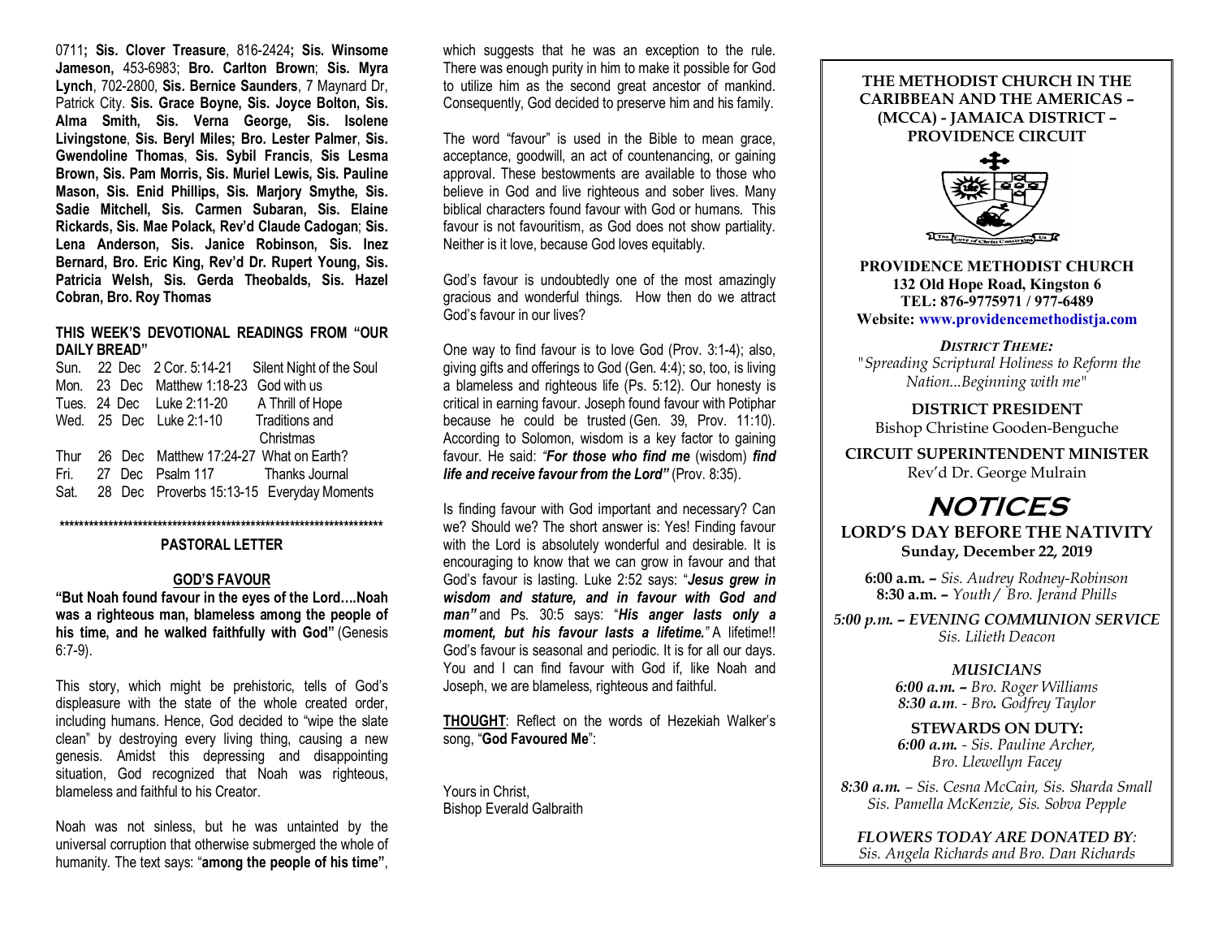0711**; Sis. Clover Treasure**, 816-2424**; Sis. Winsome Jameson,** 453-6983; **Bro. Carlton Brown**; **Sis. Myra Lynch**, 702-2800, **Sis. Bernice Saunders**, 7 Maynard Dr, Patrick City. **Sis. Grace Boyne, Sis. Joyce Bolton, Sis. Alma Smith, Sis. Verna George, Sis. Isolene Livingstone**, **Sis. Beryl Miles; Bro. Lester Palmer**, **Sis. Gwendoline Thomas**, **Sis. Sybil Francis**, **Sis Lesma Brown, Sis. Pam Morris, Sis. Muriel Lewis, Sis. Pauline Mason, Sis. Enid Phillips, Sis. Marjory Smythe, Sis. Sadie Mitchell, Sis. Carmen Subaran, Sis. Elaine Rickards, Sis. Mae Polack, Rev'd Claude Cadogan**; **Sis. Lena Anderson, Sis. Janice Robinson, Sis. Inez Bernard, Bro. Eric King, Rev'd Dr. Rupert Young, Sis. Patricia Welsh, Sis. Gerda Theobalds, Sis. Hazel Cobran, Bro. Roy Thomas**

**THIS WEEK'S DEVOTIONAL READINGS FROM "OUR DAILY BREAD"**

| | | | | |
|---|---|---|---|---|
| Sun. | 22 Dec | 2 Cor. 5:14-21 | Silent Night of the Soul |
| Mon. | 23 Dec | Matthew 1:18-23 | God with us |
| Tues. | 24 Dec | Luke 2:11-20 | A Thrill of Hope |
| Wed. | 25 Dec | Luke 2:1-10 | Traditions and Christmas |
| Thur | 26 Dec | Matthew 17:24-27 | What on Earth? |
| Fri. | 27 Dec | Psalm 117 | Thanks Journal |
| Sat. | 28 Dec | Proverbs 15:13-15 | Everyday Moments |

*******************************************************************

## PASTORAL LETTER

### GOD'S FAVOUR

**"But Noah found favour in the eyes of the Lord….Noah was a righteous man, blameless among the people of his time, and he walked faithfully with God"** (Genesis 6:7-9).

This story, which might be prehistoric, tells of God's displeasure with the state of the whole created order, including humans. Hence, God decided to "wipe the slate clean" by destroying every living thing, causing a new genesis. Amidst this depressing and disappointing situation, God recognized that Noah was righteous, blameless and faithful to his Creator.

Noah was not sinless, but he was untainted by the universal corruption that otherwise submerged the whole of humanity. The text says: "**among the people of his time"**, which suggests that he was an exception to the rule. There was enough purity in him to make it possible for God to utilize him as the second great ancestor of mankind. Consequently, God decided to preserve him and his family.

The word "favour" is used in the Bible to mean grace, acceptance, goodwill, an act of countenancing, or gaining approval. These bestowments are available to those who believe in God and live righteous and sober lives. Many biblical characters found favour with God or humans. This favour is not favouritism, as God does not show partiality. Neither is it love, because God loves equitably.

God's favour is undoubtedly one of the most amazingly gracious and wonderful things. How then do we attract God's favour in our lives?

One way to find favour is to love God (Prov. 3:1-4); also, giving gifts and offerings to God (Gen. 4:4); so, too, is living a blameless and righteous life (Ps. 5:12). Our honesty is critical in earning favour. Joseph found favour with Potiphar because he could be trusted (Gen. 39, Prov. 11:10). According to Solomon, wisdom is a key factor to gaining favour. He said: *"**For those who find me*** (wisdom) ***find life and receive favour from the Lord"*** (Prov. 8:35).

Is finding favour with God important and necessary? Can we? Should we? The short answer is: Yes! Finding favour with the Lord is absolutely wonderful and desirable. It is encouraging to know that we can grow in favour and that God's favour is lasting. Luke 2:52 says: "***Jesus grew in wisdom and stature, and in favour with God and man"*** and Ps. 30:5 says: "***His anger lasts only a moment, but his favour lasts a lifetime.***" A lifetime!! God's favour is seasonal and periodic. It is for all our days. You and I can find favour with God if, like Noah and Joseph, we are blameless, righteous and faithful.

**THOUGHT**: Reflect on the words of Hezekiah Walker's song, "**God Favoured Me**":

Yours in Christ,
Bishop Everald Galbraith

**THE METHODIST CHURCH IN THE CARIBBEAN AND THE AMERICAS – (MCCA) - JAMAICA DISTRICT – PROVIDENCE CIRCUIT**

**PROVIDENCE METHODIST CHURCH**
**132 Old Hope Road, Kingston 6**
**TEL: 876-9775971 / 977-6489**
**Website: www.providencemethodistja.com**

***DISTRICT THEME:***
*"Spreading Scriptural Holiness to Reform the Nation...Beginning with me"*

**DISTRICT PRESIDENT**
Bishop Christine Gooden-Benguche

**CIRCUIT SUPERINTENDENT MINISTER**
Rev'd Dr. George Mulrain

# NOTICES

**LORD'S DAY BEFORE THE NATIVITY**
**Sunday, December 22, 2019**

**6:00 a.m. –** *Sis. Audrey Rodney-Robinson*
**8:30 a.m. –** *Youth / Bro. Jerand Phills*

***5:00 p.m. – EVENING COMMUNION SERVICE***
*Sis. Lilieth Deacon*

***MUSICIANS***
***6:00 a.m. –** Bro. Roger Williams*
***8:30 a.m**. - Bro. Godfrey Taylor*

**STEWARDS ON DUTY:**
***6:00 a.m.** - Sis. Pauline Archer, Bro. Llewellyn Facey*

***8:30 a.m.** – Sis. Cesna McCain, Sis. Sharda Small Sis. Pamella McKenzie, Sis. Sobva Pepple*

*FLOWERS TODAY ARE DONATED BY: Sis. Angela Richards and Bro. Dan Richards*